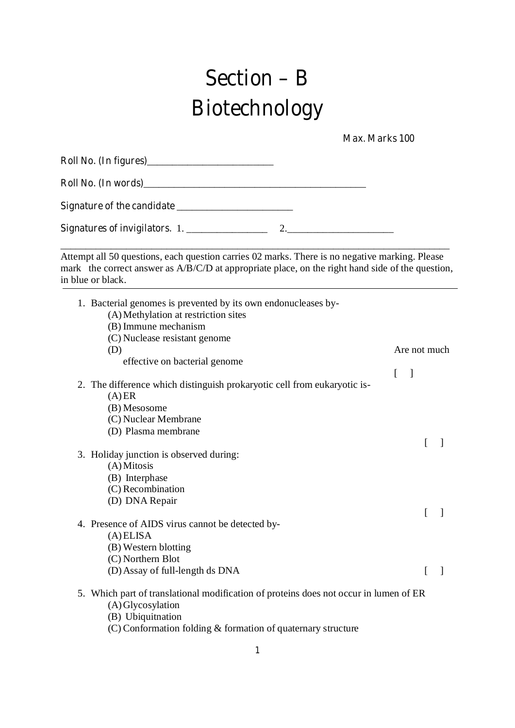# Section – B
# Biotechnology

Max. Marks 100

Roll No. (In figures)_________________________

Roll No. (In words)___________________________________________

Signature of the candidate _______________________

Signatures of invigilators. 1. ________________ 2.______________________

Attempt all 50 questions, each question carries 02 marks. There is no negative marking. Please mark the correct answer as A/B/C/D at appropriate place, on the right hand side of the question, in blue or black.

1. Bacterial genomes is prevented by its own endonucleases by-
   (A) Methylation at restriction sites
   (B) Immune mechanism
   (C) Nuclease resistant genome
   (D) Are not much effective on bacterial genome
   [ ]

2. The difference which distinguish prokaryotic cell from eukaryotic is-
   (A) ER
   (B) Mesosome
   (C) Nuclear Membrane
   (D) Plasma membrane
   [ ]

3. Holiday junction is observed during:
   (A) Mitosis
   (B) Interphase
   (C) Recombination
   (D) DNA Repair
   [ ]

4. Presence of AIDS virus cannot be detected by-
   (A) ELISA
   (B) Western blotting
   (C) Northern Blot
   (D) Assay of full-length ds DNA
   [ ]

5. Which part of translational modification of proteins does not occur in lumen of ER
   (A) Glycosylation
   (B) Ubiquitnation
   (C) Conformation folding & formation of quaternary structure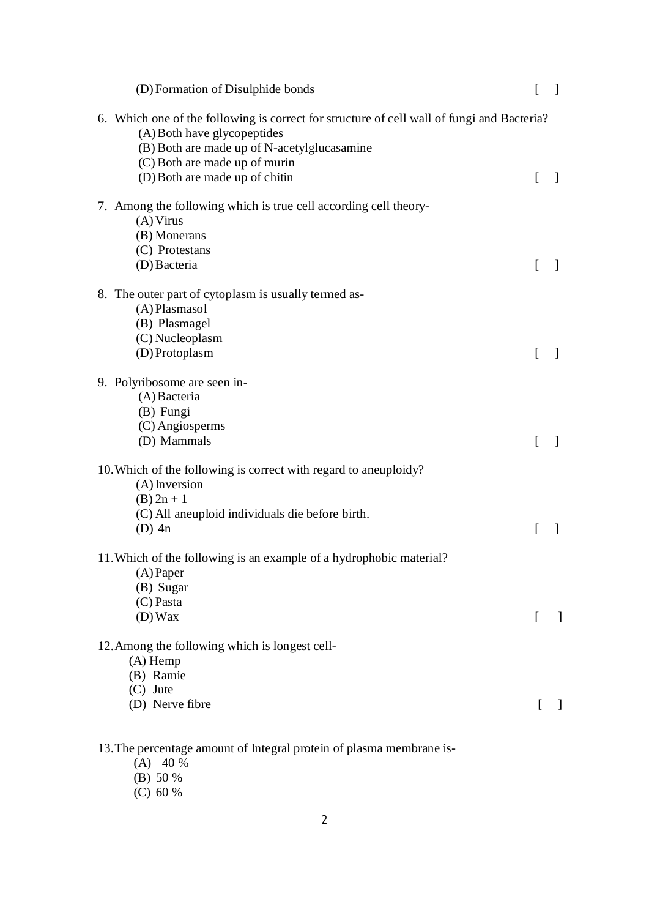(D) Formation of Disulphide bonds [ ]

6. Which one of the following is correct for structure of cell wall of fungi and Bacteria?
   (A) Both have glycopeptides
   (B) Both are made up of N-acetylglucasamine
   (C) Both are made up of murin
   (D) Both are made up of chitin [ ]

7. Among the following which is true cell according cell theory-
   (A) Virus
   (B) Monerans
   (C) Protestans
   (D) Bacteria [ ]

8. The outer part of cytoplasm is usually termed as-
   (A) Plasmasol
   (B) Plasmagel
   (C) Nucleoplasm
   (D) Protoplasm [ ]

9. Polyribosome are seen in-
   (A) Bacteria
   (B) Fungi
   (C) Angiosperms
   (D) Mammals [ ]

10. Which of the following is correct with regard to aneuploidy?
    (A) Inversion
    (B) $2n + 1$
    (C) All aneuploid individuals die before birth.
    (D) $4n$ [ ]

11. Which of the following is an example of a hydrophobic material?
    (A) Paper
    (B) Sugar
    (C) Pasta
    (D) Wax [ ]

12. Among the following which is longest cell-
    (A) Hemp
    (B) Ramie
    (C) Jute
    (D) Nerve fibre [ ]

13. The percentage amount of Integral protein of plasma membrane is-
    (A) 40 %
    (B) 50 %
    (C) 60 %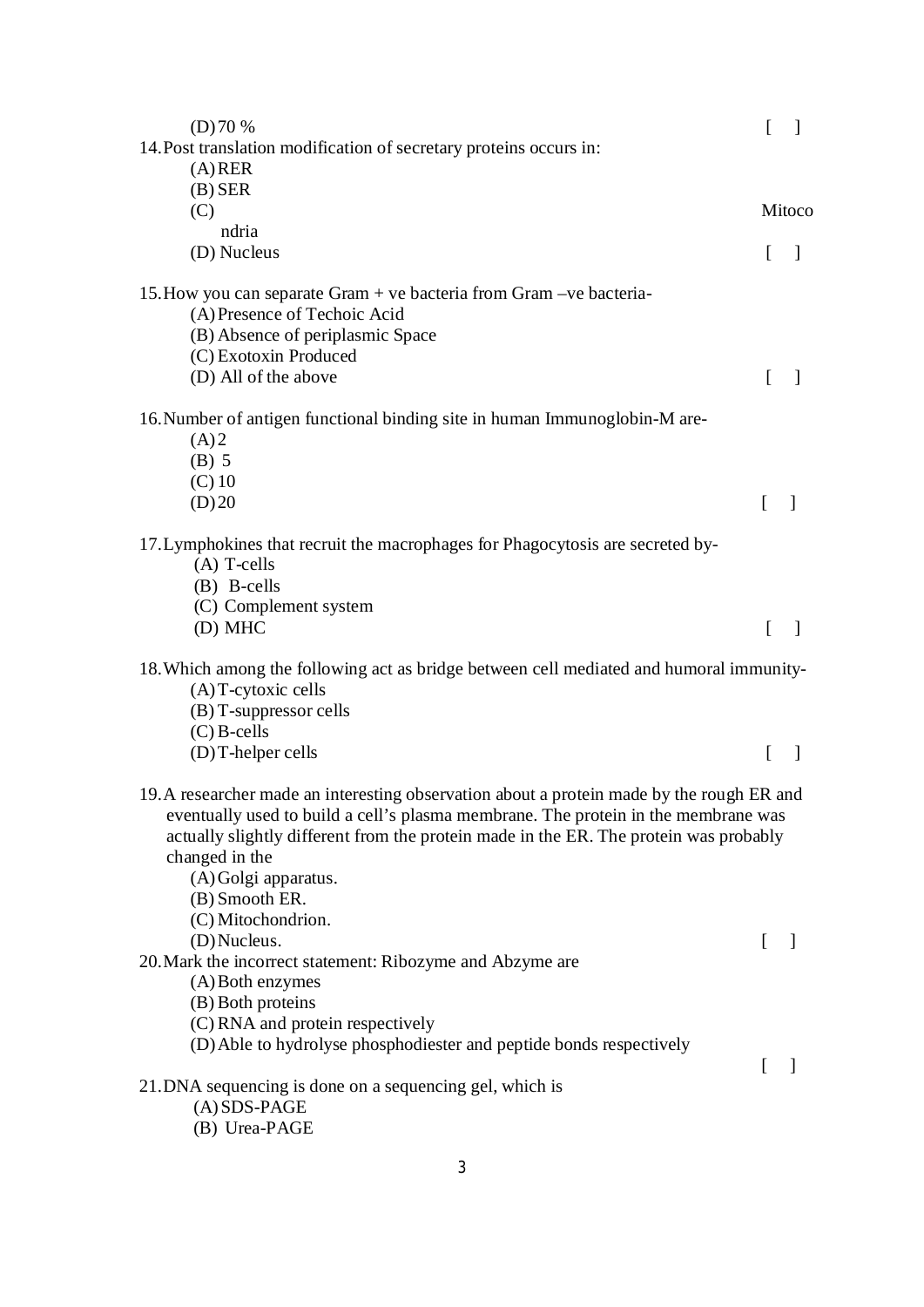(D) 70 % [ ]

14. Post translation modification of secretary proteins occurs in:
    (A) RER
    (B) SER
    (C) Mitocondria
    (D) Nucleus [ ]

15. How you can separate Gram + ve bacteria from Gram –ve bacteria-
    (A) Presence of Techoic Acid
    (B) Absence of periplasmic Space
    (C) Exotoxin Produced
    (D) All of the above [ ]

16. Number of antigen functional binding site in human Immunoglobin-M are-
    (A) 2
    (B) 5
    (C) 10
    (D) 20 [ ]

17. Lymphokines that recruit the macrophages for Phagocytosis are secreted by-
    (A) T-cells
    (B) B-cells
    (C) Complement system
    (D) MHC [ ]

18. Which among the following act as bridge between cell mediated and humoral immunity-
    (A) T-cytoxic cells
    (B) T-suppressor cells
    (C) B-cells
    (D) T-helper cells [ ]

19. A researcher made an interesting observation about a protein made by the rough ER and eventually used to build a cell's plasma membrane. The protein in the membrane was actually slightly different from the protein made in the ER. The protein was probably changed in the
    (A) Golgi apparatus.
    (B) Smooth ER.
    (C) Mitochondrion.
    (D) Nucleus. [ ]

20. Mark the incorrect statement: Ribozyme and Abzyme are
    (A) Both enzymes
    (B) Both proteins
    (C) RNA and protein respectively
    (D) Able to hydrolyse phosphodiester and peptide bonds respectively [ ]

21. DNA sequencing is done on a sequencing gel, which is
    (A) SDS-PAGE
    (B) Urea-PAGE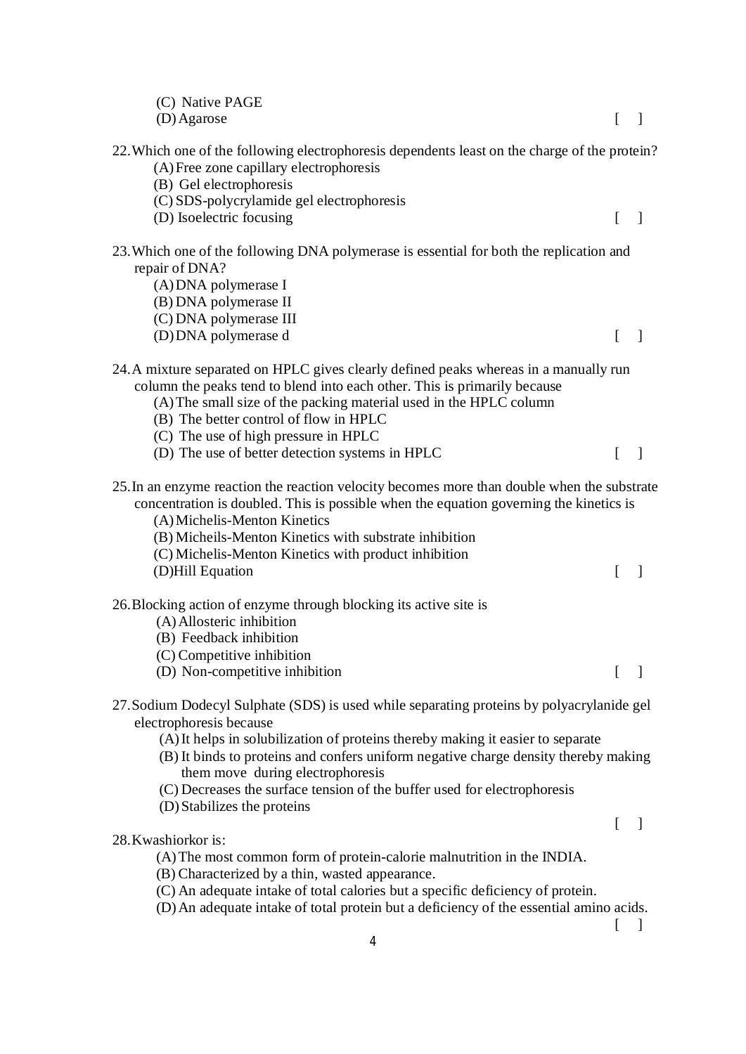(C) Native PAGE
(D) Agarose [ ]

22. Which one of the following electrophoresis dependents least on the charge of the protein?
   (A) Free zone capillary electrophoresis
   (B) Gel electrophoresis
   (C) SDS-polycrylamide gel electrophoresis
   (D) Isoelectric focusing [ ]

23. Which one of the following DNA polymerase is essential for both the replication and repair of DNA?
   (A) DNA polymerase I
   (B) DNA polymerase II
   (C) DNA polymerase III
   (D) DNA polymerase d [ ]

24. A mixture separated on HPLC gives clearly defined peaks whereas in a manually run column the peaks tend to blend into each other. This is primarily because
   (A) The small size of the packing material used in the HPLC column
   (B) The better control of flow in HPLC
   (C) The use of high pressure in HPLC
   (D) The use of better detection systems in HPLC [ ]

25. In an enzyme reaction the reaction velocity becomes more than double when the substrate concentration is doubled. This is possible when the equation governing the kinetics is
   (A) Michelis-Menton Kinetics
   (B) Micheils-Menton Kinetics with substrate inhibition
   (C) Michelis-Menton Kinetics with product inhibition
   (D) Hill Equation [ ]

26. Blocking action of enzyme through blocking its active site is
   (A) Allosteric inhibition
   (B) Feedback inhibition
   (C) Competitive inhibition
   (D) Non-competitive inhibition [ ]

27. Sodium Dodecyl Sulphate (SDS) is used while separating proteins by polyacrylanide gel electrophoresis because
   (A) It helps in solubilization of proteins thereby making it easier to separate
   (B) It binds to proteins and confers uniform negative charge density thereby making them move during electrophoresis
   (C) Decreases the surface tension of the buffer used for electrophoresis
   (D) Stabilizes the proteins [ ]

28. Kwashiorkor is:
   (A) The most common form of protein-calorie malnutrition in the INDIA.
   (B) Characterized by a thin, wasted appearance.
   (C) An adequate intake of total calories but a specific deficiency of protein.
   (D) An adequate intake of total protein but a deficiency of the essential amino acids. [ ]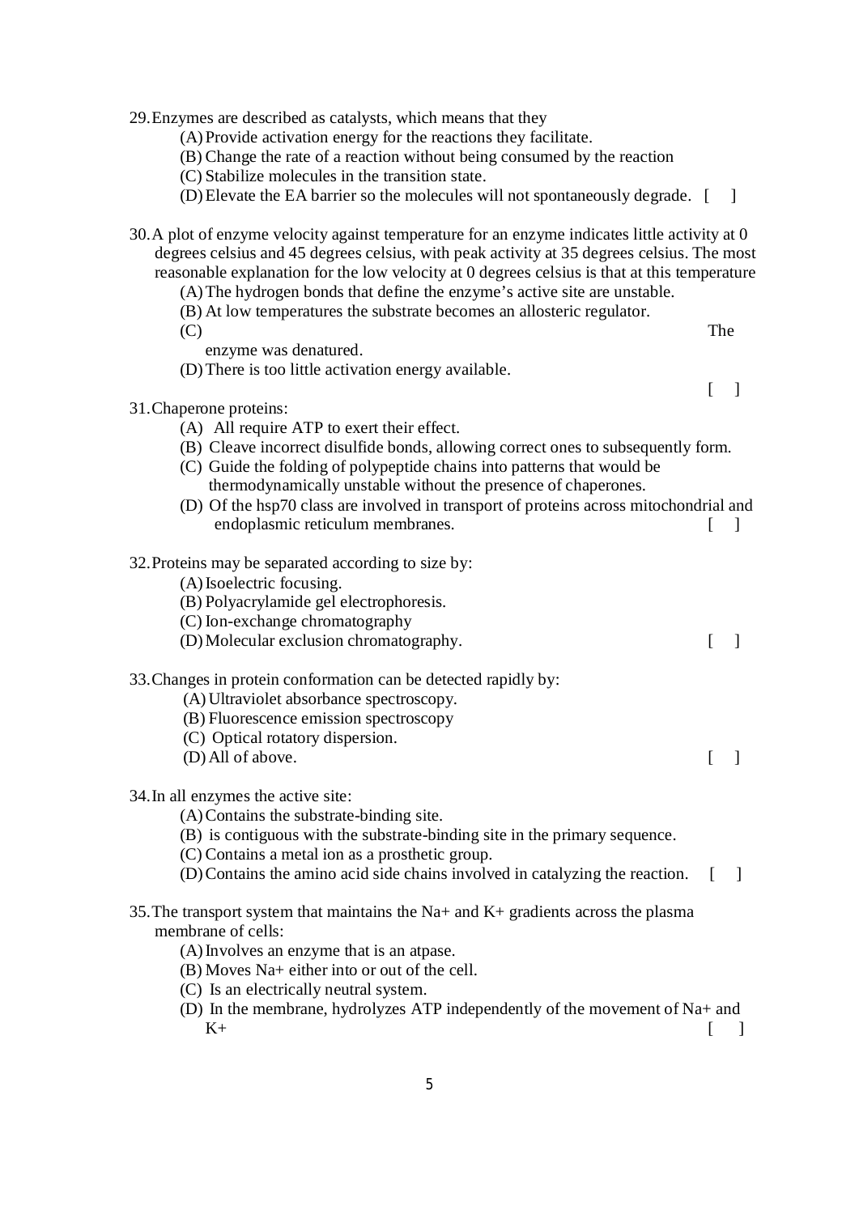29. Enzymes are described as catalysts, which means that they
    - (A) Provide activation energy for the reactions they facilitate.
    - (B) Change the rate of a reaction without being consumed by the reaction
    - (C) Stabilize molecules in the transition state.
    - (D) Elevate the EA barrier so the molecules will not spontaneously degrade. [ ]

30. A plot of enzyme velocity against temperature for an enzyme indicates little activity at 0 degrees celsius and 45 degrees celsius, with peak activity at 35 degrees celsius. The most reasonable explanation for the low velocity at 0 degrees celsius is that at this temperature
    - (A) The hydrogen bonds that define the enzyme's active site are unstable.
    - (B) At low temperatures the substrate becomes an allosteric regulator.
    - (C) The enzyme was denatured.
    - (D) There is too little activation energy available.

    [ ]

31. Chaperone proteins:
    - (A) All require ATP to exert their effect.
    - (B) Cleave incorrect disulfide bonds, allowing correct ones to subsequently form.
    - (C) Guide the folding of polypeptide chains into patterns that would be thermodynamically unstable without the presence of chaperones.
    - (D) Of the hsp70 class are involved in transport of proteins across mitochondrial and endoplasmic reticulum membranes. [ ]

32. Proteins may be separated according to size by:
    - (A) Isoelectric focusing.
    - (B) Polyacrylamide gel electrophoresis.
    - (C) Ion-exchange chromatography
    - (D) Molecular exclusion chromatography. [ ]

33. Changes in protein conformation can be detected rapidly by:
    - (A) Ultraviolet absorbance spectroscopy.
    - (B) Fluorescence emission spectroscopy
    - (C) Optical rotatory dispersion.
    - (D) All of above. [ ]

34. In all enzymes the active site:
    - (A) Contains the substrate-binding site.
    - (B) is contiguous with the substrate-binding site in the primary sequence.
    - (C) Contains a metal ion as a prosthetic group.
    - (D) Contains the amino acid side chains involved in catalyzing the reaction. [ ]

35. The transport system that maintains the $Na^+$ and $K^+$ gradients across the plasma membrane of cells:
    - (A) Involves an enzyme that is an atpase.
    - (B) Moves $Na^+$ either into or out of the cell.
    - (C) Is an electrically neutral system.
    - (D) In the membrane, hydrolyzes ATP independently of the movement of $Na^+$ and $K^+$ [ ]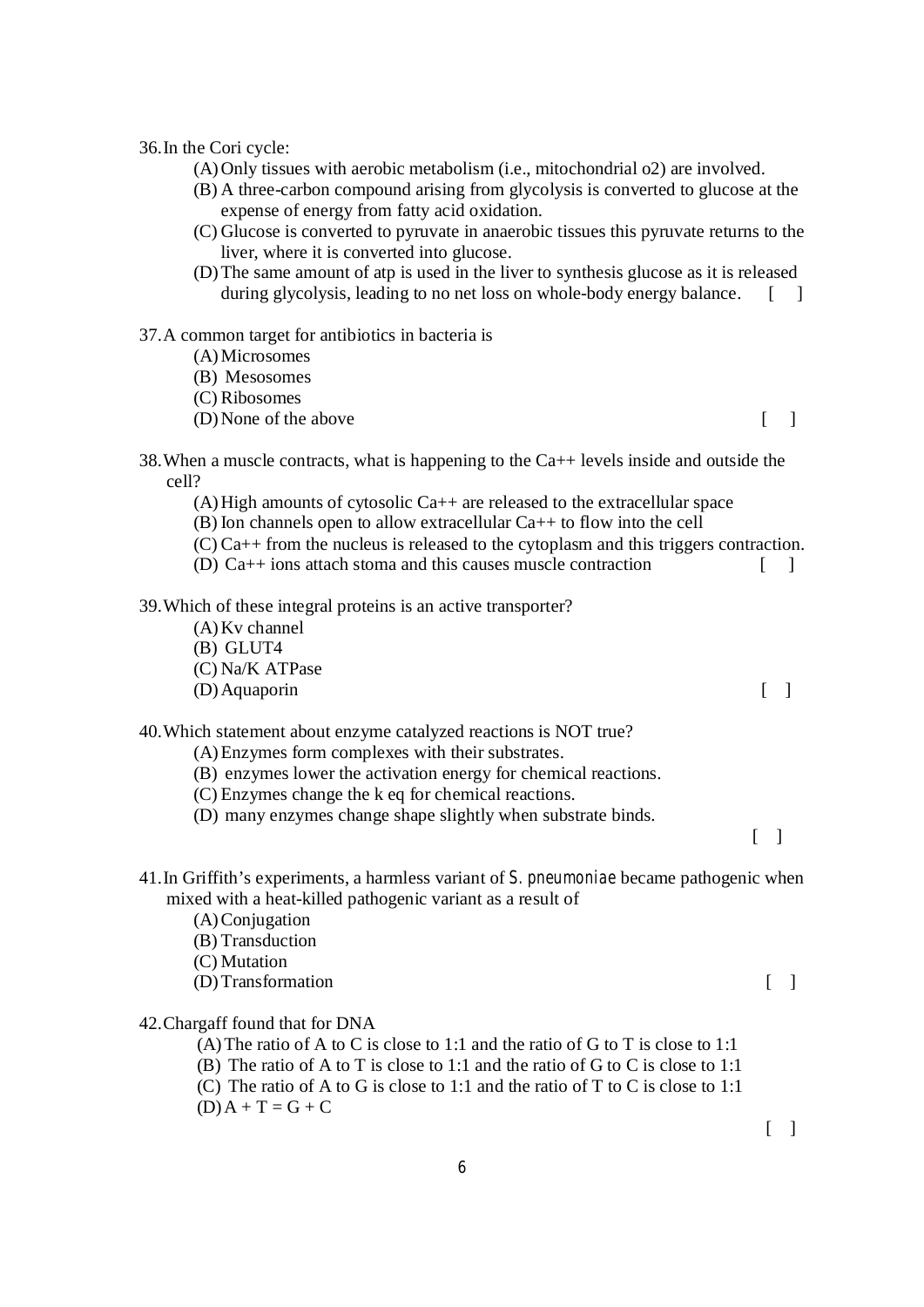36. In the Cori cycle:

(A) Only tissues with aerobic metabolism (i.e., mitochondrial o2) are involved.
(B) A three-carbon compound arising from glycolysis is converted to glucose at the expense of energy from fatty acid oxidation.
(C) Glucose is converted to pyruvate in anaerobic tissues this pyruvate returns to the liver, where it is converted into glucose.
(D) The same amount of atp is used in the liver to synthesis glucose as it is released during glycolysis, leading to no net loss on whole-body energy balance. [ ]

37. A common target for antibiotics in bacteria is

(A) Microsomes
(B) Mesosomes
(C) Ribosomes
(D) None of the above [ ]

38. When a muscle contracts, what is happening to the Ca++ levels inside and outside the cell?

(A) High amounts of cytosolic Ca++ are released to the extracellular space
(B) Ion channels open to allow extracellular Ca++ to flow into the cell
(C) Ca++ from the nucleus is released to the cytoplasm and this triggers contraction.
(D) Ca++ ions attach stoma and this causes muscle contraction [ ]

39. Which of these integral proteins is an active transporter?

(A) Kv channel
(B) GLUT4
(C) Na/K ATPase
(D) Aquaporin [ ]

40. Which statement about enzyme catalyzed reactions is NOT true?

(A) Enzymes form complexes with their substrates.
(B) enzymes lower the activation energy for chemical reactions.
(C) Enzymes change the k eq for chemical reactions.
(D) many enzymes change shape slightly when substrate binds.

[ ]

41. In Griffith's experiments, a harmless variant of *S. pneumoniae* became pathogenic when mixed with a heat-killed pathogenic variant as a result of

(A) Conjugation
(B) Transduction
(C) Mutation
(D) Transformation [ ]

42. Chargaff found that for DNA

(A) The ratio of A to C is close to 1:1 and the ratio of G to T is close to 1:1
(B) The ratio of A to T is close to 1:1 and the ratio of G to C is close to 1:1
(C) The ratio of A to G is close to 1:1 and the ratio of T to C is close to 1:1
(D) $A + T = G + C$

[ ]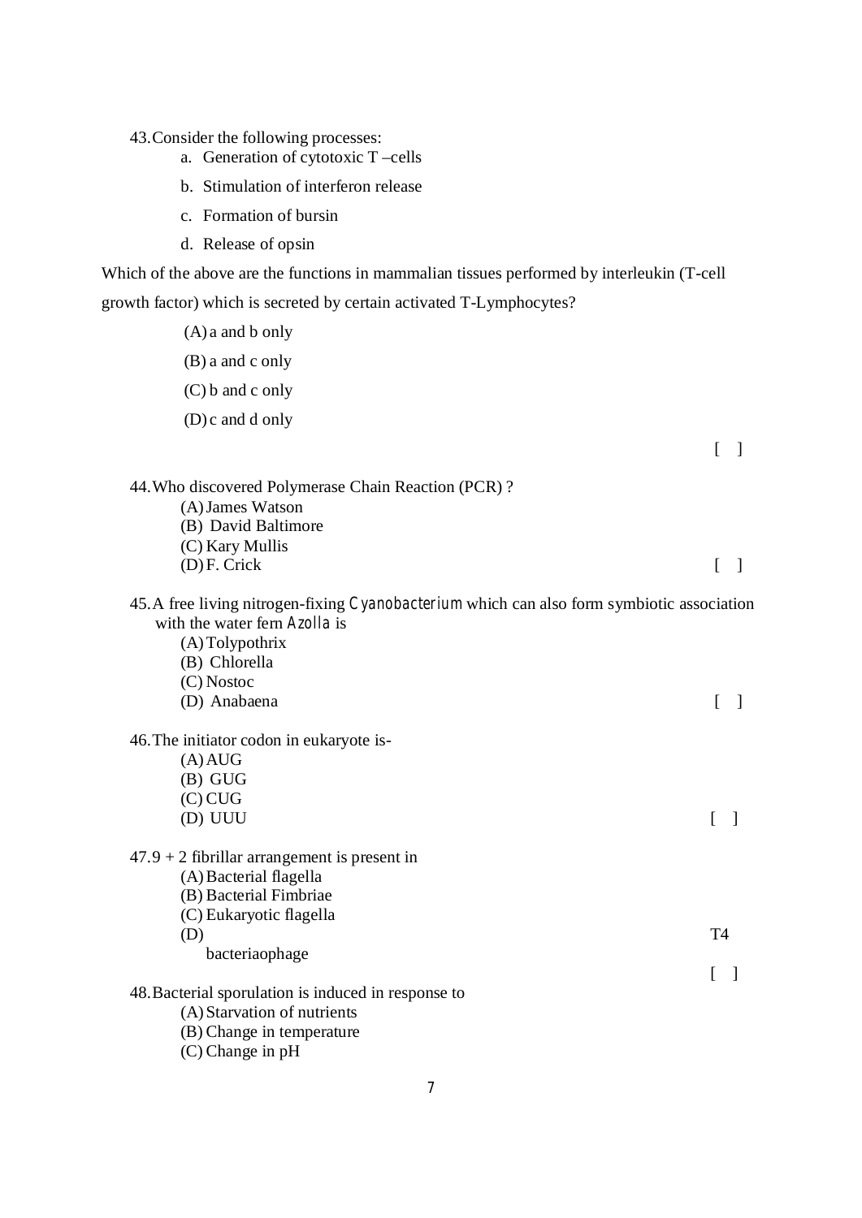43. Consider the following processes:

a. Generation of cytotoxic T –cells

b. Stimulation of interferon release

c. Formation of bursin

d. Release of opsin

Which of the above are the functions in mammalian tissues performed by interleukin (T-cell growth factor) which is secreted by certain activated T-Lymphocytes?

(A) a and b only

(B) a and c only

(C) b and c only

(D) c and d only

[ ]

44. Who discovered Polymerase Chain Reaction (PCR) ?

(A) James Watson
(B) David Baltimore
(C) Kary Mullis
(D) F. Crick

[ ]

45. A free living nitrogen-fixing *Cyanobacterium* which can also form symbiotic association with the water fern *Azolla* is

(A) Tolypothrix
(B) Chlorella
(C) Nostoc
(D) Anabaena

[ ]

46. The initiator codon in eukaryote is-

(A) AUG
(B) GUG
(C) CUG
(D) UUU

[ ]

47. 9 + 2 fibrillar arrangement is present in

(A) Bacterial flagella
(B) Bacterial Fimbriae
(C) Eukaryotic flagella
(D) T4 bacteriaophage

[ ]

48. Bacterial sporulation is induced in response to

(A) Starvation of nutrients
(B) Change in temperature
(C) Change in pH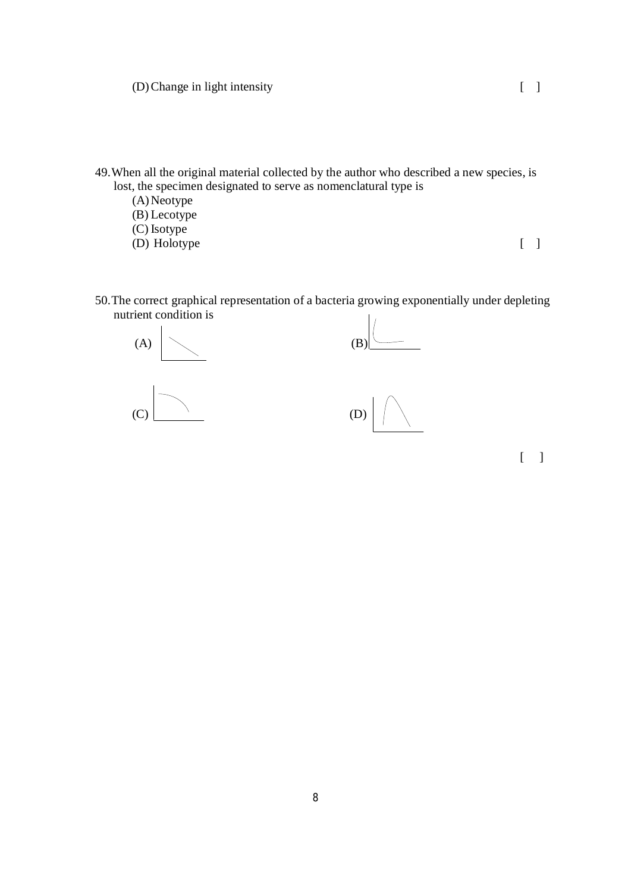(D) Change in light intensity [ ]

49. When all the original material collected by the author who described a new species, is lost, the specimen designated to serve as nomenclatural type is

(A) Neotype
(B) Lecotype
(C) Isotype
(D) Holotype [ ]

50. The correct graphical representation of a bacteria growing exponentially under depleting nutrient condition is

(A)

(B)

(C)

(D)

[ ]